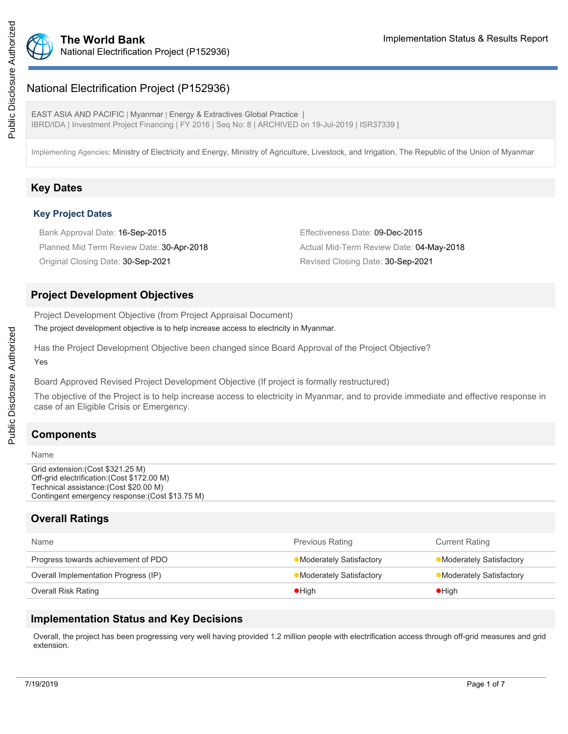# National Electrification Project (P152936)

EAST ASIA AND PACIFIC | Myanmar | Energy & Extractives Global Practice |
IBRD/IDA | Investment Project Financing | FY 2016 | Seq No: 8 | ARCHIVED on 19-Jul-2019 | ISR37339 |

Implementing Agencies: Ministry of Electricity and Energy, Ministry of Agriculture, Livestock, and Irrigation, The Republic of the Union of Myanmar

## Key Dates

### Key Project Dates

Bank Approval Date: 16-Sep-2015

Effectiveness Date: 09-Dec-2015

Planned Mid Term Review Date: 30-Apr-2018

Actual Mid-Term Review Date: 04-May-2018

Original Closing Date: 30-Sep-2021

Revised Closing Date: 30-Sep-2021

## Project Development Objectives

Project Development Objective (from Project Appraisal Document)

The project development objective is to help increase access to electricity in Myanmar.

Has the Project Development Objective been changed since Board Approval of the Project Objective?

Yes

Board Approved Revised Project Development Objective (If project is formally restructured)

The objective of the Project is to help increase access to electricity in Myanmar, and to provide immediate and effective response in case of an Eligible Crisis or Emergency.

## Components

| Name |
|---|
| Grid extension:(Cost $321.25 M)<br>Off-grid electrification:(Cost $172.00 M)<br>Technical assistance:(Cost $20.00 M)<br>Contingent emergency response:(Cost $13.75 M) |

## Overall Ratings

| Name | Previous Rating | Current Rating |
|---|---|---|
| Progress towards achievement of PDO | Moderately Satisfactory | Moderately Satisfactory |
| Overall Implementation Progress (IP) | Moderately Satisfactory | Moderately Satisfactory |
| Overall Risk Rating | High | High |

## Implementation Status and Key Decisions

Overall, the project has been progressing very well having provided 1.2 million people with electrification access through off-grid measures and grid extension.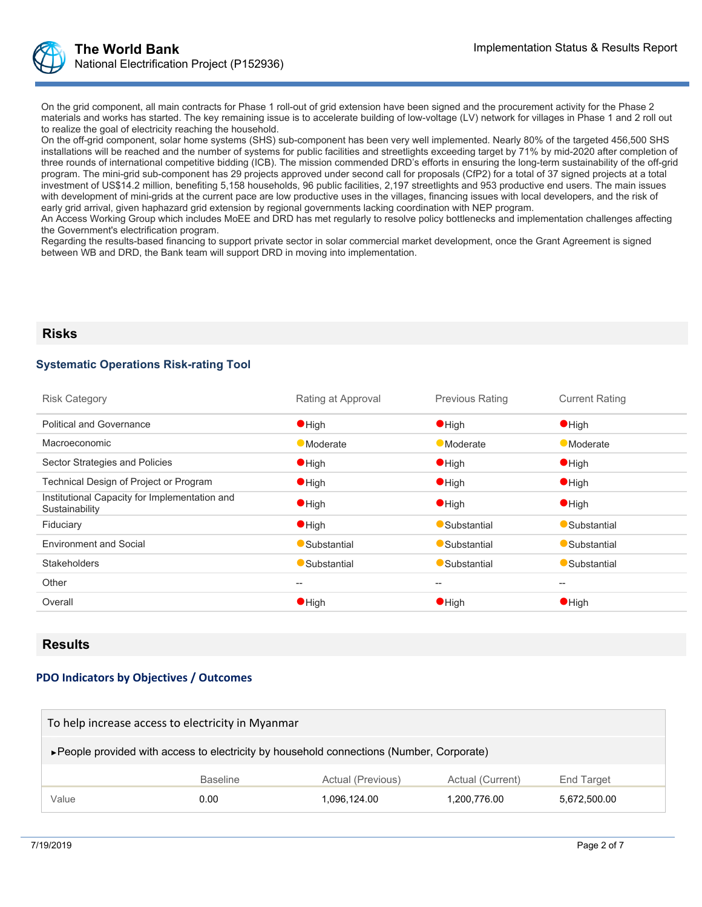On the grid component, all main contracts for Phase 1 roll-out of grid extension have been signed and the procurement activity for the Phase 2 materials and works has started. The key remaining issue is to accelerate building of low-voltage (LV) network for villages in Phase 1 and 2 roll out to realize the goal of electricity reaching the household.

On the off-grid component, solar home systems (SHS) sub-component has been very well implemented. Nearly 80% of the targeted 456,500 SHS installations will be reached and the number of systems for public facilities and streetlights exceeding target by 71% by mid-2020 after completion of three rounds of international competitive bidding (ICB). The mission commended DRD's efforts in ensuring the long-term sustainability of the off-grid program. The mini-grid sub-component has 29 projects approved under second call for proposals (CfP2) for a total of 37 signed projects at a total investment of US$14.2 million, benefiting 5,158 households, 96 public facilities, 2,197 streetlights and 953 productive end users. The main issues with development of mini-grids at the current pace are low productive uses in the villages, financing issues with local developers, and the risk of early grid arrival, given haphazard grid extension by regional governments lacking coordination with NEP program.

An Access Working Group which includes MoEE and DRD has met regularly to resolve policy bottlenecks and implementation challenges affecting the Government's electrification program.

Regarding the results-based financing to support private sector in solar commercial market development, once the Grant Agreement is signed between WB and DRD, the Bank team will support DRD in moving into implementation.

## Risks

### Systematic Operations Risk-rating Tool

| Risk Category | Rating at Approval | Previous Rating | Current Rating |
|---|---|---|---|
| Political and Governance | High | High | High |
| Macroeconomic | Moderate | Moderate | Moderate |
| Sector Strategies and Policies | High | High | High |
| Technical Design of Project or Program | High | High | High |
| Institutional Capacity for Implementation and Sustainability | High | High | High |
| Fiduciary | High | Substantial | Substantial |
| Environment and Social | Substantial | Substantial | Substantial |
| Stakeholders | Substantial | Substantial | Substantial |
| Other | -- | -- | -- |
| Overall | High | High | High |

## Results

### PDO Indicators by Objectives / Outcomes

**To help increase access to electricity in Myanmar**

► People provided with access to electricity by household connections (Number, Corporate)

| | Baseline | Actual (Previous) | Actual (Current) | End Target |
|---|---|---|---|---|
| Value | 0.00 | 1,096,124.00 | 1,200,776.00 | 5,672,500.00 |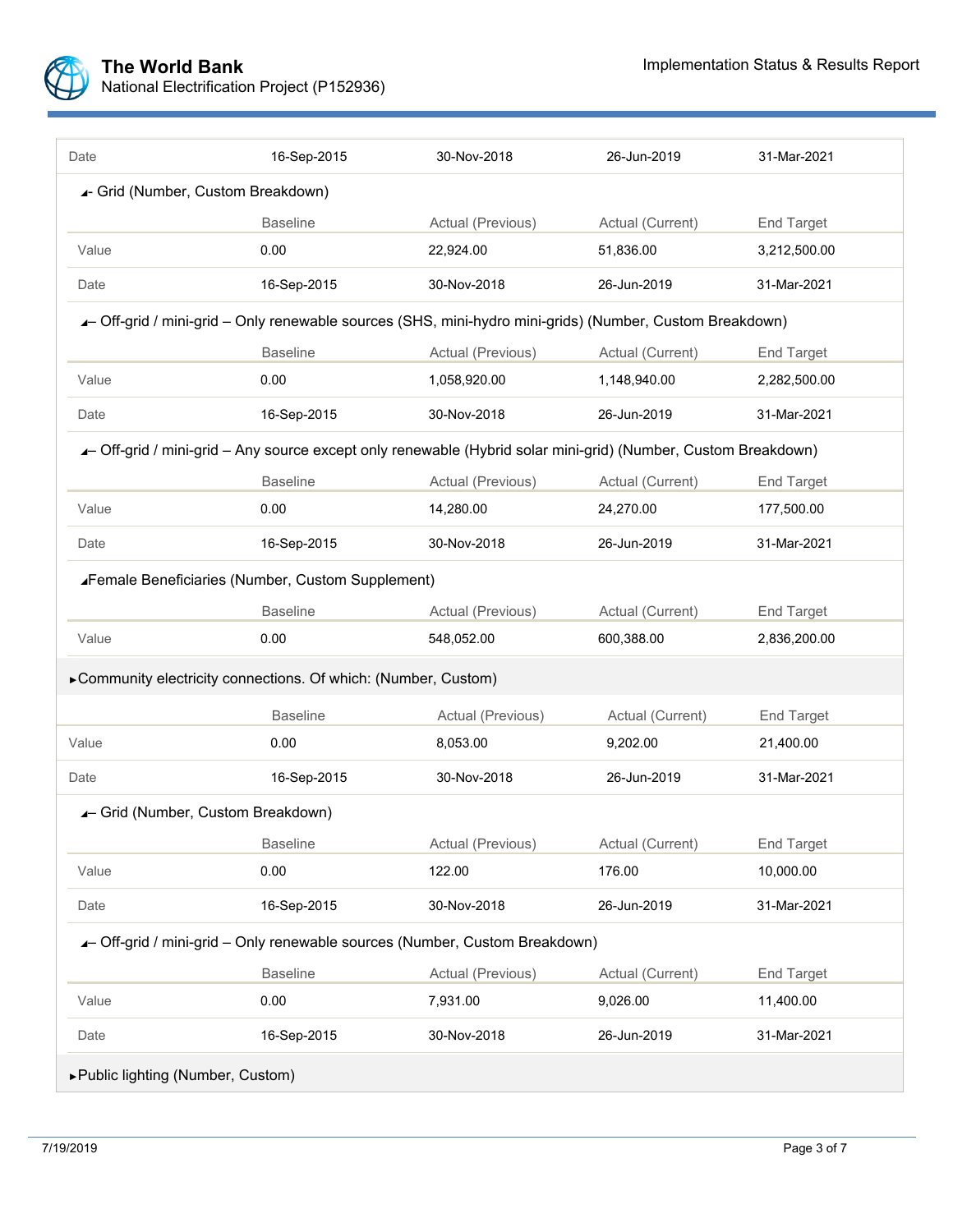| Date | 16-Sep-2015 | 30-Nov-2018 | 26-Jun-2019 | 31-Mar-2021 |
|---|---|---|---|---|

◢- Grid (Number, Custom Breakdown)

| | Baseline | Actual (Previous) | Actual (Current) | End Target |
|---|---|---|---|---|
| Value | 0.00 | 22,924.00 | 51,836.00 | 3,212,500.00 |
| Date | 16-Sep-2015 | 30-Nov-2018 | 26-Jun-2019 | 31-Mar-2021 |

◢- Off-grid / mini-grid – Only renewable sources (SHS, mini-hydro mini-grids) (Number, Custom Breakdown)

| | Baseline | Actual (Previous) | Actual (Current) | End Target |
|---|---|---|---|---|
| Value | 0.00 | 1,058,920.00 | 1,148,940.00 | 2,282,500.00 |
| Date | 16-Sep-2015 | 30-Nov-2018 | 26-Jun-2019 | 31-Mar-2021 |

◢- Off-grid / mini-grid – Any source except only renewable (Hybrid solar mini-grid) (Number, Custom Breakdown)

| | Baseline | Actual (Previous) | Actual (Current) | End Target |
|---|---|---|---|---|
| Value | 0.00 | 14,280.00 | 24,270.00 | 177,500.00 |
| Date | 16-Sep-2015 | 30-Nov-2018 | 26-Jun-2019 | 31-Mar-2021 |

◢Female Beneficiaries (Number, Custom Supplement)

| | Baseline | Actual (Previous) | Actual (Current) | End Target |
|---|---|---|---|---|
| Value | 0.00 | 548,052.00 | 600,388.00 | 2,836,200.00 |

►Community electricity connections. Of which: (Number, Custom)

| | Baseline | Actual (Previous) | Actual (Current) | End Target |
|---|---|---|---|---|
| Value | 0.00 | 8,053.00 | 9,202.00 | 21,400.00 |
| Date | 16-Sep-2015 | 30-Nov-2018 | 26-Jun-2019 | 31-Mar-2021 |

◢- Grid (Number, Custom Breakdown)

| | Baseline | Actual (Previous) | Actual (Current) | End Target |
|---|---|---|---|---|
| Value | 0.00 | 122.00 | 176.00 | 10,000.00 |
| Date | 16-Sep-2015 | 30-Nov-2018 | 26-Jun-2019 | 31-Mar-2021 |

◢- Off-grid / mini-grid – Only renewable sources (Number, Custom Breakdown)

| | Baseline | Actual (Previous) | Actual (Current) | End Target |
|---|---|---|---|---|
| Value | 0.00 | 7,931.00 | 9,026.00 | 11,400.00 |
| Date | 16-Sep-2015 | 30-Nov-2018 | 26-Jun-2019 | 31-Mar-2021 |

►Public lighting (Number, Custom)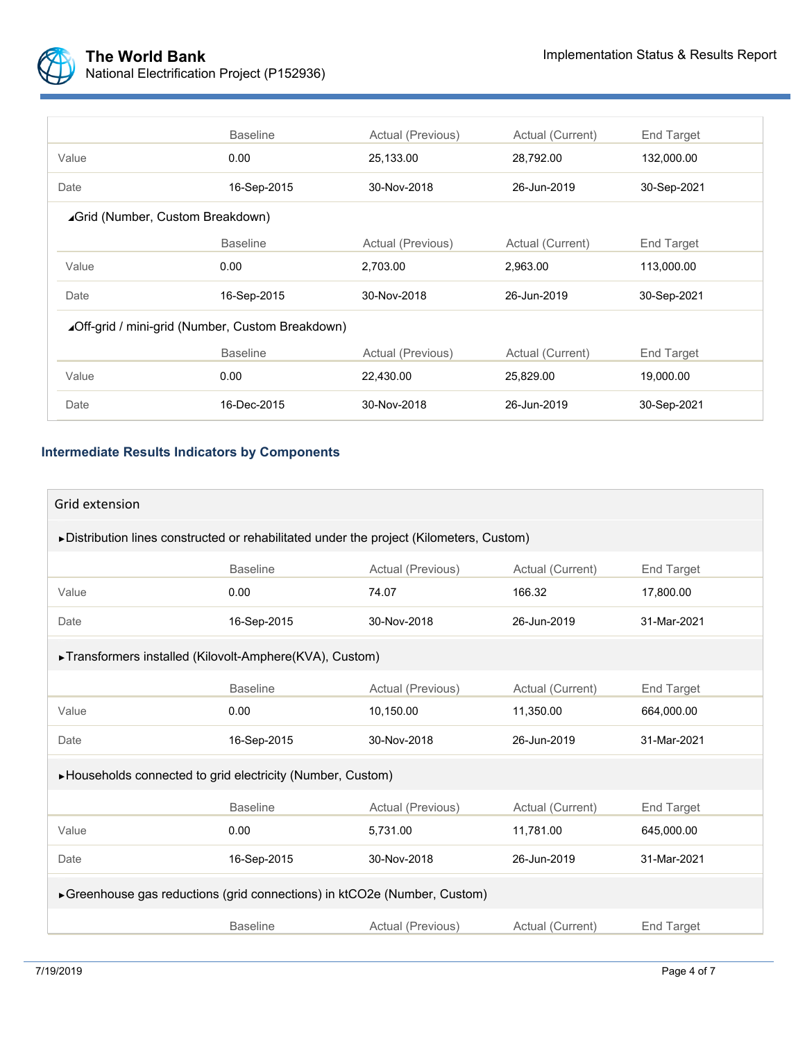| | Baseline | Actual (Previous) | Actual (Current) | End Target |
|---|---|---|---|---|
| Value | 0.00 | 25,133.00 | 28,792.00 | 132,000.00 |
| Date | 16-Sep-2015 | 30-Nov-2018 | 26-Jun-2019 | 30-Sep-2021 |

◢Grid (Number, Custom Breakdown)

| | Baseline | Actual (Previous) | Actual (Current) | End Target |
|---|---|---|---|---|
| Value | 0.00 | 2,703.00 | 2,963.00 | 113,000.00 |
| Date | 16-Sep-2015 | 30-Nov-2018 | 26-Jun-2019 | 30-Sep-2021 |

◢Off-grid / mini-grid (Number, Custom Breakdown)

| | Baseline | Actual (Previous) | Actual (Current) | End Target |
|---|---|---|---|---|
| Value | 0.00 | 22,430.00 | 25,829.00 | 19,000.00 |
| Date | 16-Dec-2015 | 30-Nov-2018 | 26-Jun-2019 | 30-Sep-2021 |

### Intermediate Results Indicators by Components

**Grid extension**

►Distribution lines constructed or rehabilitated under the project (Kilometers, Custom)

| | Baseline | Actual (Previous) | Actual (Current) | End Target |
|---|---|---|---|---|
| Value | 0.00 | 74.07 | 166.32 | 17,800.00 |
| Date | 16-Sep-2015 | 30-Nov-2018 | 26-Jun-2019 | 31-Mar-2021 |

►Transformers installed (Kilovolt-Amphere(KVA), Custom)

| | Baseline | Actual (Previous) | Actual (Current) | End Target |
|---|---|---|---|---|
| Value | 0.00 | 10,150.00 | 11,350.00 | 664,000.00 |
| Date | 16-Sep-2015 | 30-Nov-2018 | 26-Jun-2019 | 31-Mar-2021 |

►Households connected to grid electricity (Number, Custom)

| | Baseline | Actual (Previous) | Actual (Current) | End Target |
|---|---|---|---|---|
| Value | 0.00 | 5,731.00 | 11,781.00 | 645,000.00 |
| Date | 16-Sep-2015 | 30-Nov-2018 | 26-Jun-2019 | 31-Mar-2021 |

►Greenhouse gas reductions (grid connections) in ktCO2e (Number, Custom)

| | Baseline | Actual (Previous) | Actual (Current) | End Target |
|---|---|---|---|---|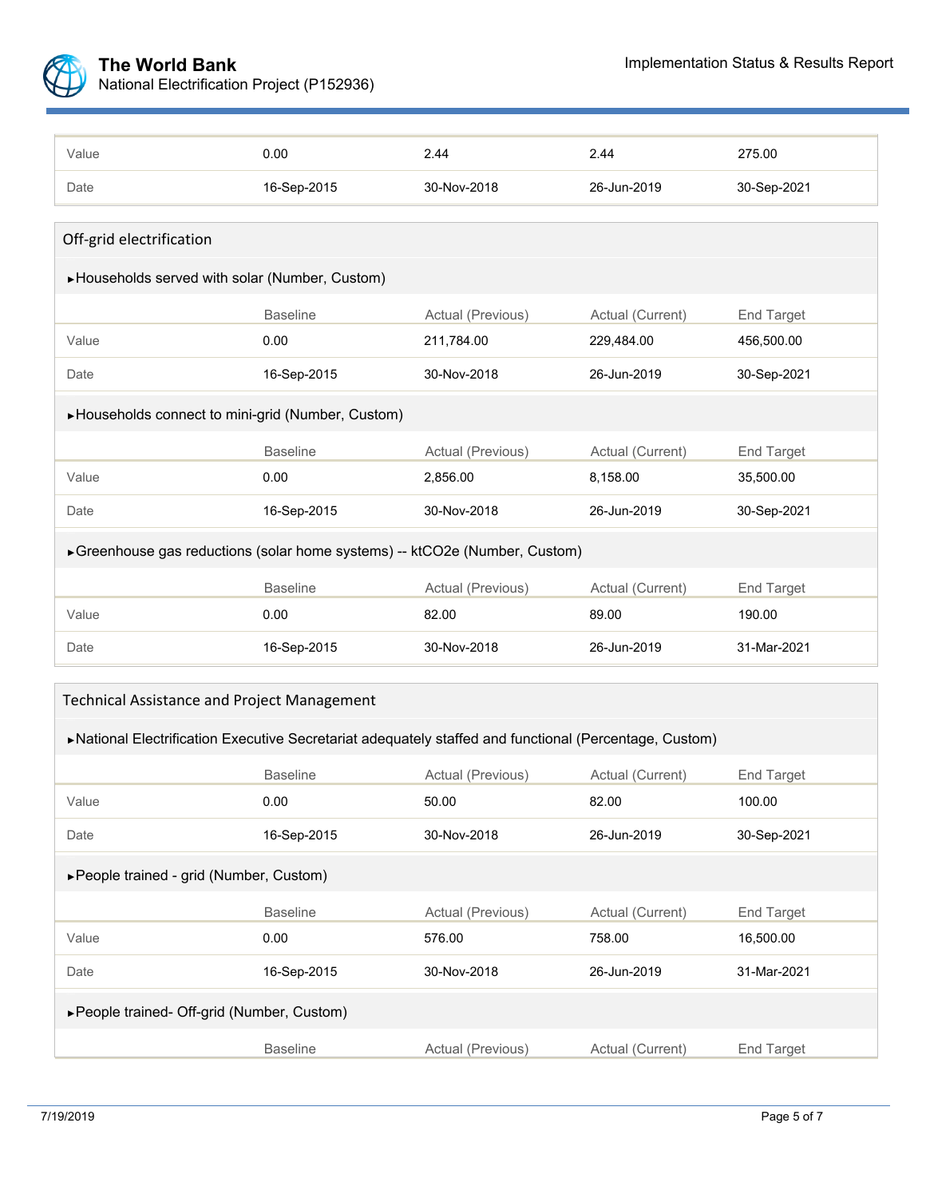| | Baseline | Actual (Previous) | Actual (Current) | End Target |
|---|---|---|---|---|
| Value | 0.00 | 2.44 | 2.44 | 275.00 |
| Date | 16-Sep-2015 | 30-Nov-2018 | 26-Jun-2019 | 30-Sep-2021 |

### Off-grid electrification

▸Households served with solar (Number, Custom)

| | Baseline | Actual (Previous) | Actual (Current) | End Target |
|---|---|---|---|---|
| Value | 0.00 | 211,784.00 | 229,484.00 | 456,500.00 |
| Date | 16-Sep-2015 | 30-Nov-2018 | 26-Jun-2019 | 30-Sep-2021 |

▸Households connect to mini-grid (Number, Custom)

| | Baseline | Actual (Previous) | Actual (Current) | End Target |
|---|---|---|---|---|
| Value | 0.00 | 2,856.00 | 8,158.00 | 35,500.00 |
| Date | 16-Sep-2015 | 30-Nov-2018 | 26-Jun-2019 | 30-Sep-2021 |

▸Greenhouse gas reductions (solar home systems) -- ktCO2e (Number, Custom)

| | Baseline | Actual (Previous) | Actual (Current) | End Target |
|---|---|---|---|---|
| Value | 0.00 | 82.00 | 89.00 | 190.00 |
| Date | 16-Sep-2015 | 30-Nov-2018 | 26-Jun-2019 | 31-Mar-2021 |

### Technical Assistance and Project Management

▸National Electrification Executive Secretariat adequately staffed and functional (Percentage, Custom)

| | Baseline | Actual (Previous) | Actual (Current) | End Target |
|---|---|---|---|---|
| Value | 0.00 | 50.00 | 82.00 | 100.00 |
| Date | 16-Sep-2015 | 30-Nov-2018 | 26-Jun-2019 | 30-Sep-2021 |

▸People trained - grid (Number, Custom)

| | Baseline | Actual (Previous) | Actual (Current) | End Target |
|---|---|---|---|---|
| Value | 0.00 | 576.00 | 758.00 | 16,500.00 |
| Date | 16-Sep-2015 | 30-Nov-2018 | 26-Jun-2019 | 31-Mar-2021 |

▸People trained- Off-grid (Number, Custom)

| | Baseline | Actual (Previous) | Actual (Current) | End Target |
|---|---|---|---|---|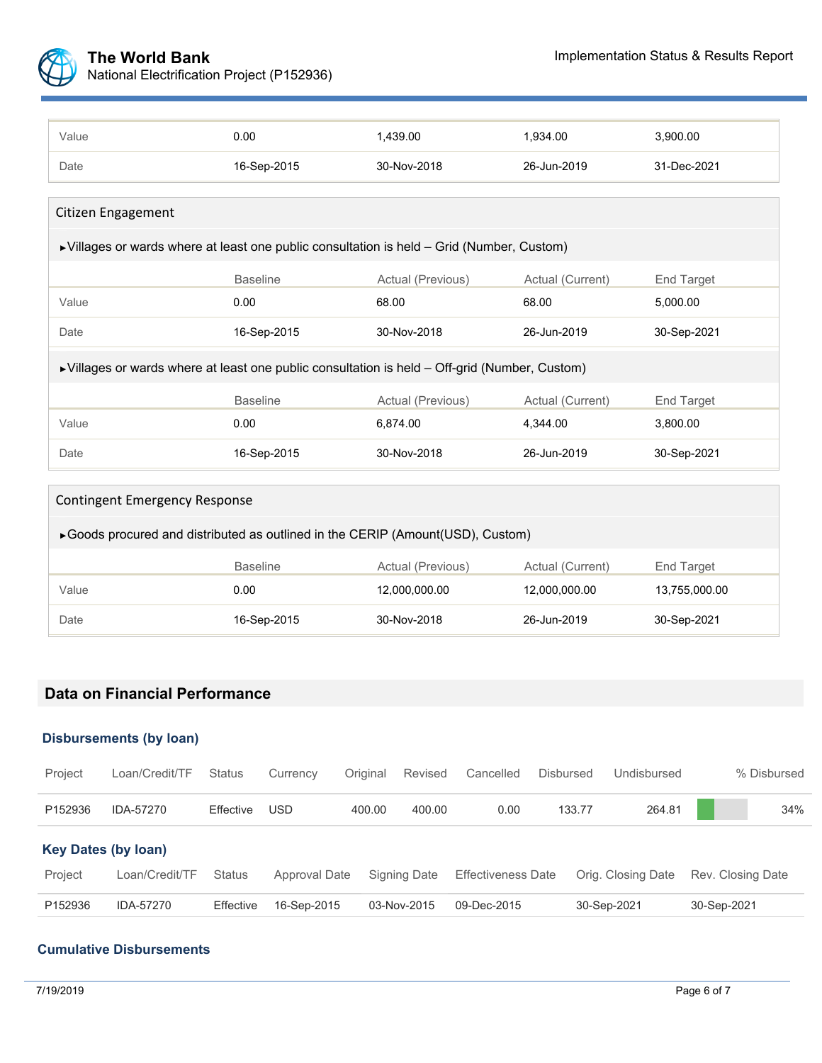|  |  |  |  |  |
|---|---|---|---|---|
| Value | 0.00 | 1,439.00 | 1,934.00 | 3,900.00 |
| Date | 16-Sep-2015 | 30-Nov-2018 | 26-Jun-2019 | 31-Dec-2021 |

### Citizen Engagement

▸Villages or wards where at least one public consultation is held – Grid (Number, Custom)

|  | Baseline | Actual (Previous) | Actual (Current) | End Target |
|---|---|---|---|---|
| Value | 0.00 | 68.00 | 68.00 | 5,000.00 |
| Date | 16-Sep-2015 | 30-Nov-2018 | 26-Jun-2019 | 30-Sep-2021 |

▸Villages or wards where at least one public consultation is held – Off-grid (Number, Custom)

|  | Baseline | Actual (Previous) | Actual (Current) | End Target |
|---|---|---|---|---|
| Value | 0.00 | 6,874.00 | 4,344.00 | 3,800.00 |
| Date | 16-Sep-2015 | 30-Nov-2018 | 26-Jun-2019 | 30-Sep-2021 |

### Contingent Emergency Response

▸Goods procured and distributed as outlined in the CERIP (Amount(USD), Custom)

|  | Baseline | Actual (Previous) | Actual (Current) | End Target |
|---|---|---|---|---|
| Value | 0.00 | 12,000,000.00 | 12,000,000.00 | 13,755,000.00 |
| Date | 16-Sep-2015 | 30-Nov-2018 | 26-Jun-2019 | 30-Sep-2021 |

## Data on Financial Performance

### Disbursements (by loan)

| Project | Loan/Credit/TF | Status | Currency | Original | Revised | Cancelled | Disbursed | Undisbursed | % Disbursed |
|---|---|---|---|---|---|---|---|---|---|
| P152936 | IDA-57270 | Effective | USD | 400.00 | 400.00 | 0.00 | 133.77 | 264.81 | 34% |

### Key Dates (by loan)

| Project | Loan/Credit/TF | Status | Approval Date | Signing Date | Effectiveness Date | Orig. Closing Date | Rev. Closing Date |
|---|---|---|---|---|---|---|---|
| P152936 | IDA-57270 | Effective | 16-Sep-2015 | 03-Nov-2015 | 09-Dec-2015 | 30-Sep-2021 | 30-Sep-2021 |

### Cumulative Disbursements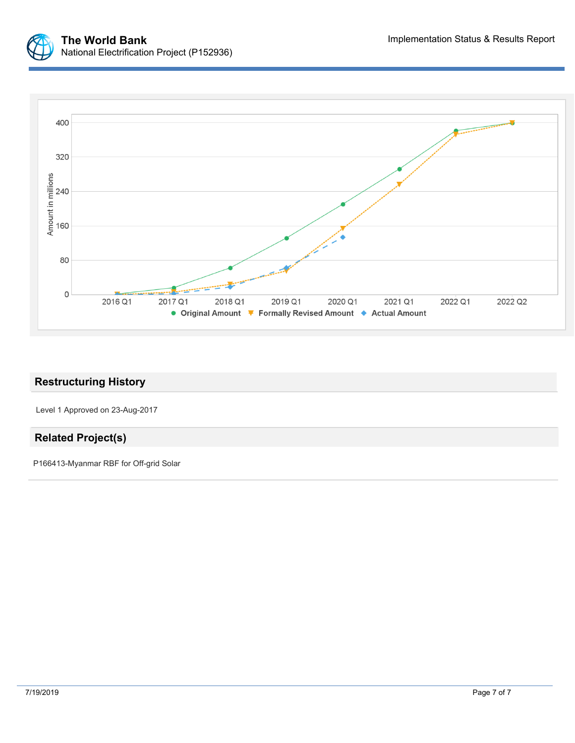400
320
240
160
80
0
Amount in millions
2016 Q1 2017 Q1 2018 Q1 2019 Q1 2020 Q1 2021 Q1 2022 Q1 2022 Q2
Original Amount Formally Revised Amount Actual Amount

## Restructuring History

Level 1 Approved on 23-Aug-2017

## Related Project(s)

P166413-Myanmar RBF for Off-grid Solar